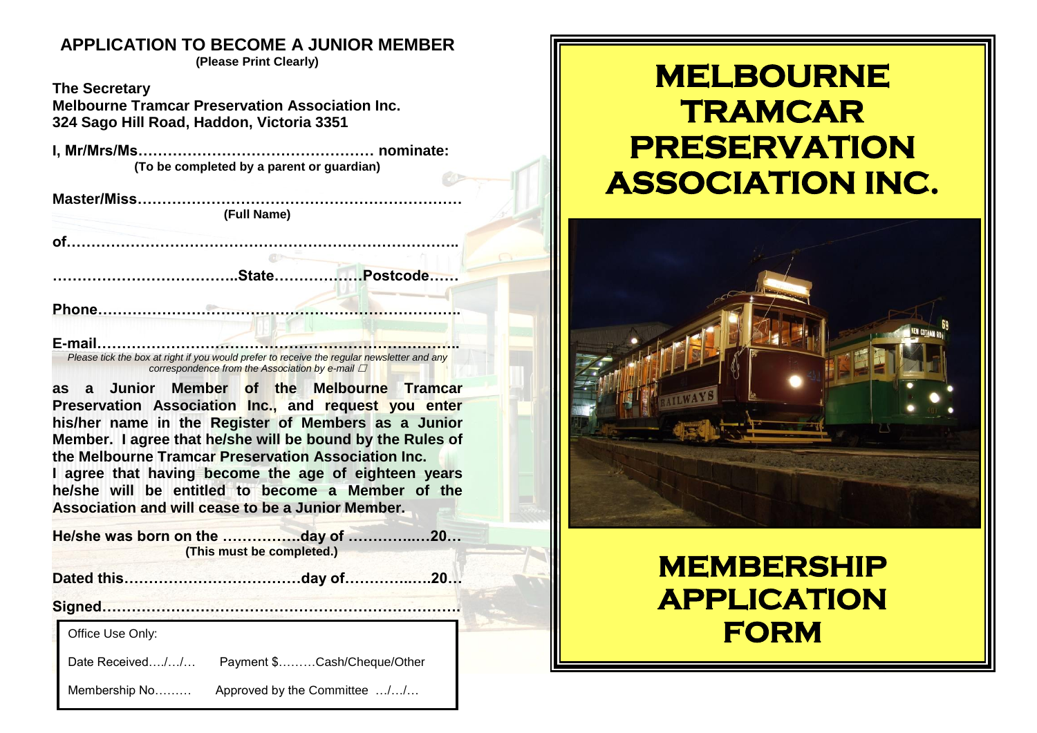## APPLICATION TO BECOME A JUNIOR MEMBER

**(Please Print Clearly)**

**The Secretary**
**Melbourne Tramcar Preservation Association Inc.**
**324 Sago Hill Road, Haddon, Victoria 3351**

**I, Mr/Mrs/Ms………………………………………… nominate:**
**(To be completed by a parent or guardian)**

**Master/Miss…………………………………………………………**
**(Full Name)**

**of……………………………………………………………………..**

**………………………………..State………………Postcode……**

**Phone………………………………………………………………..**

**E-mail………………………………………………………………..**

*Please tick the box at right if you would prefer to receive the regular newsletter and any correspondence from the Association by e-mail* ☐

**as a Junior Member of the Melbourne Tramcar Preservation Association Inc., and request you enter his/her name in the Register of Members as a Junior Member. I agree that he/she will be bound by the Rules of the Melbourne Tramcar Preservation Association Inc.**
**I agree that having become the age of eighteen years he/she will be entitled to become a Member of the Association and will cease to be a Junior Member.**

**He/she was born on the …………….day of ……………20…**
**(This must be completed.)**

**Dated this………………………………day of……………..20…**

**Signed………………………………………………………………**

| Office Use Only: | |
|---|---|
| Date Received…./…/… | Payment $………Cash/Cheque/Other |
| Membership No……… | Approved by the Committee …/…/… |

# MELBOURNE TRAMCAR PRESERVATION ASSOCIATION INC.

# MEMBERSHIP APPLICATION FORM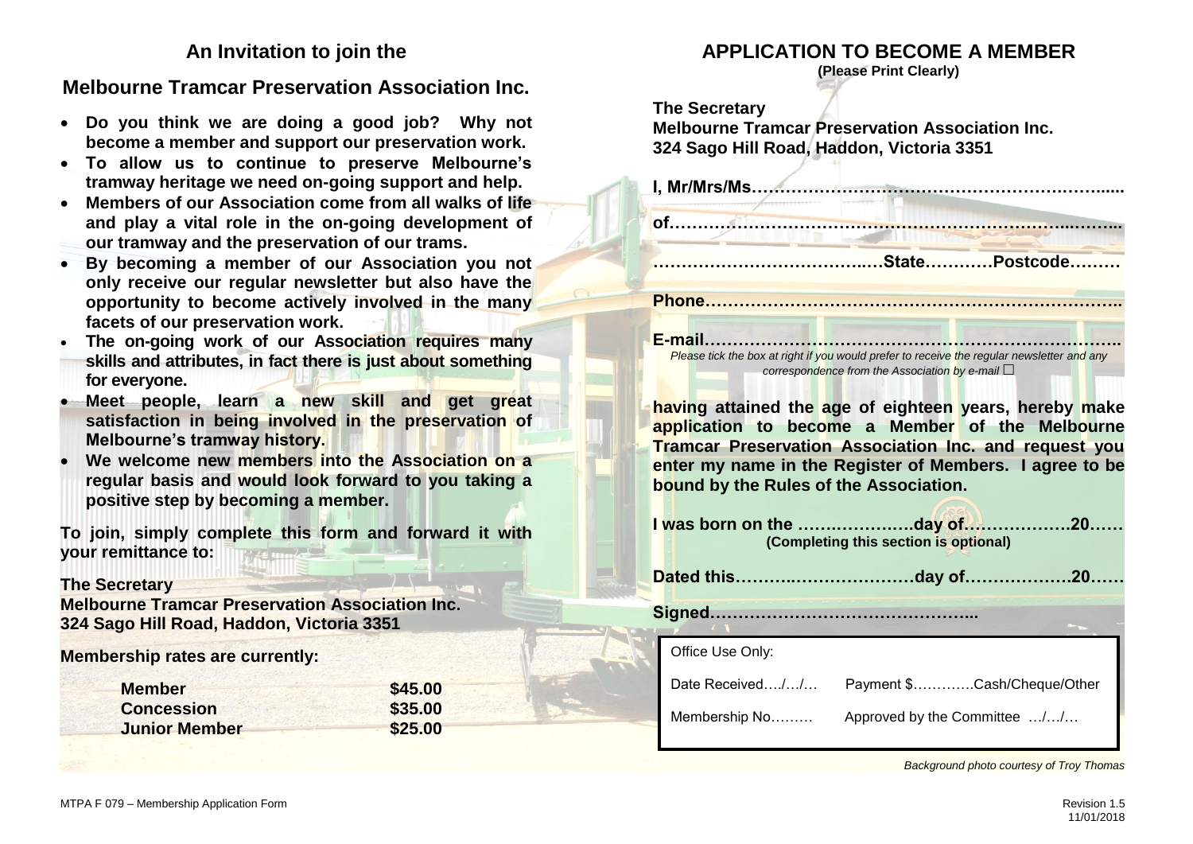## An Invitation to join the

## Melbourne Tramcar Preservation Association Inc.

- **Do you think we are doing a good job? Why not become a member and support our preservation work.**
- **To allow us to continue to preserve Melbourne's tramway heritage we need on-going support and help.**
- **Members of our Association come from all walks of life and play a vital role in the on-going development of our tramway and the preservation of our trams.**
- **By becoming a member of our Association you not only receive our regular newsletter but also have the opportunity to become actively involved in the many facets of our preservation work.**
- **The on-going work of our Association requires many skills and attributes, in fact there is just about something for everyone.**
- **Meet people, learn a new skill and get great satisfaction in being involved in the preservation of Melbourne's tramway history.**
- **We welcome new members into the Association on a regular basis and would look forward to you taking a positive step by becoming a member.**

**To join, simply complete this form and forward it with your remittance to:**

**The Secretary**
**Melbourne Tramcar Preservation Association Inc.**
**324 Sago Hill Road, Haddon, Victoria 3351**

**Membership rates are currently:**

| | |
|---|---|
| **Member** | **$45.00** |
| **Concession** | **$35.00** |
| **Junior Member** | **$25.00** |

## APPLICATION TO BECOME A MEMBER

**(Please Print Clearly)**

**The Secretary**
**Melbourne Tramcar Preservation Association Inc.**
**324 Sago Hill Road, Haddon, Victoria 3351**

**I, Mr/Mrs/Ms…………………………………………………………......**

**of……………………………………………………………………..........**

**……………………………..…State…………Postcode………**

**Phone…………………………………………………………………..**

**E-mail…………………………………………………………………..**

*Please tick the box at right if you would prefer to receive the regular newsletter and any correspondence from the Association by e-mail* ☐

**having attained the age of eighteen years, hereby make application to become a Member of the Melbourne Tramcar Preservation Association Inc. and request you enter my name in the Register of Members. I agree to be bound by the Rules of the Association.**

**I was born on the ……..………….day of………………20……**
**(Completing this section is optional)**

**Dated this………..…………………day of……………….20……**

**Signed………………………………………...**

| Office Use Only: | |
|---|---|
| Date Received…./…/… | Payment $………….Cash/Cheque/Other |
| Membership No……… | Approved by the Committee …/…/… |

*Background photo courtesy of Troy Thomas*

MTPA F 079 – Membership Application Form

Revision 1.5
11/01/2018